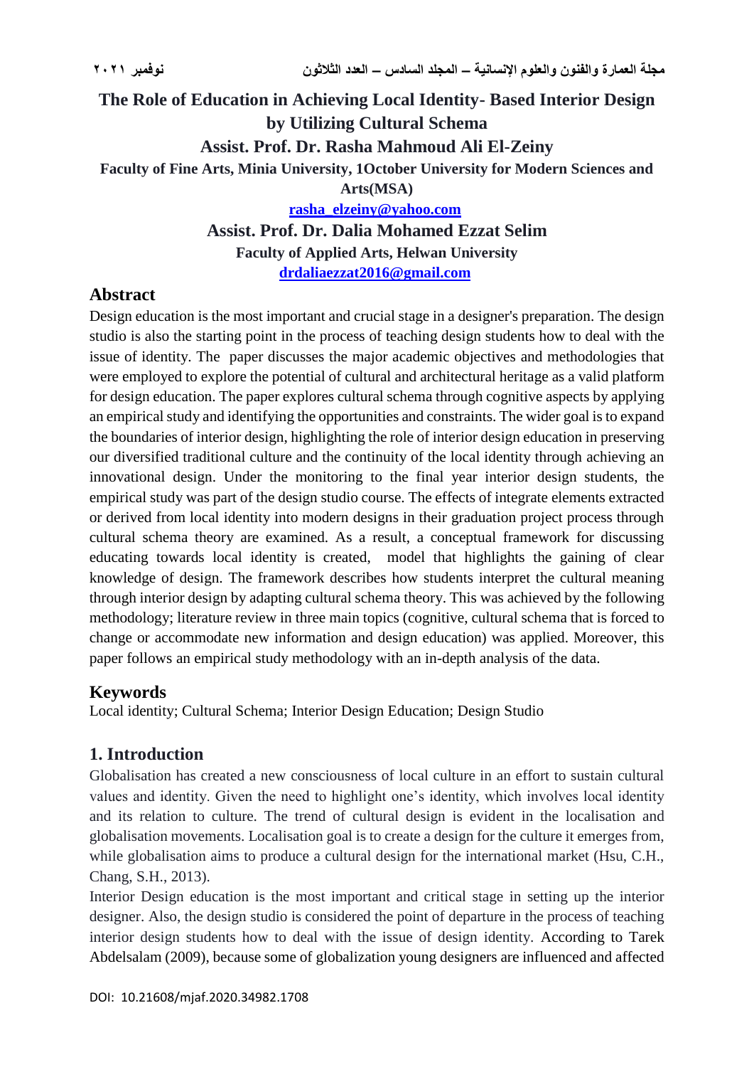# The Role of Education in Achieving Local Identity- Based Interior Design by Utilizing Cultural Schema

**Assist. Prof. Dr. Rasha Mahmoud Ali El-Zeiny**

**Faculty of Fine Arts, Minia University, 1October University for Modern Sciences and Arts(MSA)**

**rasha_elzeiny@yahoo.com**

**Assist. Prof. Dr. Dalia Mohamed Ezzat Selim**

**Faculty of Applied Arts, Helwan University**

**drdaliaezzat2016@gmail.com**

## Abstract

Design education is the most important and crucial stage in a designer's preparation. The design studio is also the starting point in the process of teaching design students how to deal with the issue of identity. The paper discusses the major academic objectives and methodologies that were employed to explore the potential of cultural and architectural heritage as a valid platform for design education. The paper explores cultural schema through cognitive aspects by applying an empirical study and identifying the opportunities and constraints. The wider goal is to expand the boundaries of interior design, highlighting the role of interior design education in preserving our diversified traditional culture and the continuity of the local identity through achieving an innovational design. Under the monitoring to the final year interior design students, the empirical study was part of the design studio course. The effects of integrate elements extracted or derived from local identity into modern designs in their graduation project process through cultural schema theory are examined. As a result, a conceptual framework for discussing educating towards local identity is created, model that highlights the gaining of clear knowledge of design. The framework describes how students interpret the cultural meaning through interior design by adapting cultural schema theory. This was achieved by the following methodology; literature review in three main topics (cognitive, cultural schema that is forced to change or accommodate new information and design education) was applied. Moreover, this paper follows an empirical study methodology with an in-depth analysis of the data.

## Keywords

Local identity; Cultural Schema; Interior Design Education; Design Studio

## 1. Introduction

Globalisation has created a new consciousness of local culture in an effort to sustain cultural values and identity. Given the need to highlight one's identity, which involves local identity and its relation to culture. The trend of cultural design is evident in the localisation and globalisation movements. Localisation goal is to create a design for the culture it emerges from, while globalisation aims to produce a cultural design for the international market (Hsu, C.H., Chang, S.H., 2013).

Interior Design education is the most important and critical stage in setting up the interior designer. Also, the design studio is considered the point of departure in the process of teaching interior design students how to deal with the issue of design identity. According to Tarek Abdelsalam (2009), because some of globalization young designers are influenced and affected

DOI: 10.21608/mjaf.2020.34982.1708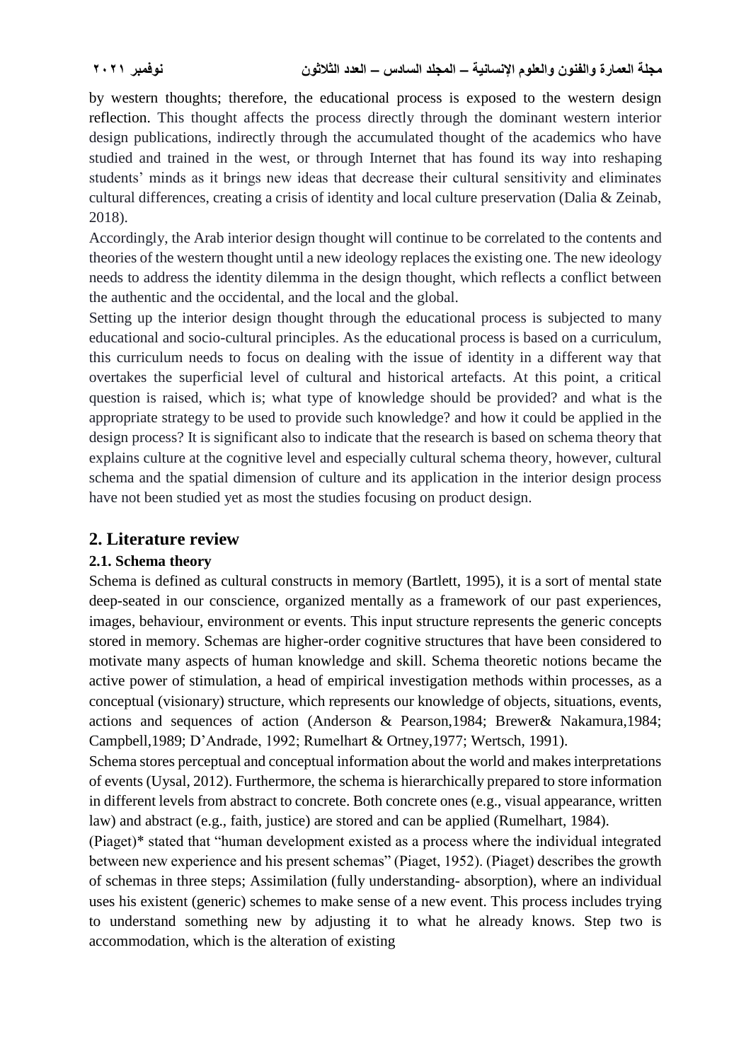by western thoughts; therefore, the educational process is exposed to the western design reflection. This thought affects the process directly through the dominant western interior design publications, indirectly through the accumulated thought of the academics who have studied and trained in the west, or through Internet that has found its way into reshaping students' minds as it brings new ideas that decrease their cultural sensitivity and eliminates cultural differences, creating a crisis of identity and local culture preservation (Dalia & Zeinab, 2018).

Accordingly, the Arab interior design thought will continue to be correlated to the contents and theories of the western thought until a new ideology replaces the existing one. The new ideology needs to address the identity dilemma in the design thought, which reflects a conflict between the authentic and the occidental, and the local and the global.

Setting up the interior design thought through the educational process is subjected to many educational and socio-cultural principles. As the educational process is based on a curriculum, this curriculum needs to focus on dealing with the issue of identity in a different way that overtakes the superficial level of cultural and historical artefacts. At this point, a critical question is raised, which is; what type of knowledge should be provided? and what is the appropriate strategy to be used to provide such knowledge? and how it could be applied in the design process? It is significant also to indicate that the research is based on schema theory that explains culture at the cognitive level and especially cultural schema theory, however, cultural schema and the spatial dimension of culture and its application in the interior design process have not been studied yet as most the studies focusing on product design.

## 2. Literature review

### 2.1. Schema theory

Schema is defined as cultural constructs in memory (Bartlett, 1995), it is a sort of mental state deep-seated in our conscience, organized mentally as a framework of our past experiences, images, behaviour, environment or events. This input structure represents the generic concepts stored in memory. Schemas are higher-order cognitive structures that have been considered to motivate many aspects of human knowledge and skill. Schema theoretic notions became the active power of stimulation, a head of empirical investigation methods within processes, as a conceptual (visionary) structure, which represents our knowledge of objects, situations, events, actions and sequences of action (Anderson & Pearson,1984; Brewer& Nakamura,1984; Campbell,1989; D'Andrade, 1992; Rumelhart & Ortney,1977; Wertsch, 1991).

Schema stores perceptual and conceptual information about the world and makes interpretations of events (Uysal, 2012). Furthermore, the schema is hierarchically prepared to store information in different levels from abstract to concrete. Both concrete ones (e.g., visual appearance, written law) and abstract (e.g., faith, justice) are stored and can be applied (Rumelhart, 1984).

(Piaget)* stated that "human development existed as a process where the individual integrated between new experience and his present schemas" (Piaget, 1952). (Piaget) describes the growth of schemas in three steps; Assimilation (fully understanding- absorption), where an individual uses his existent (generic) schemes to make sense of a new event. This process includes trying to understand something new by adjusting it to what he already knows. Step two is accommodation, which is the alteration of existing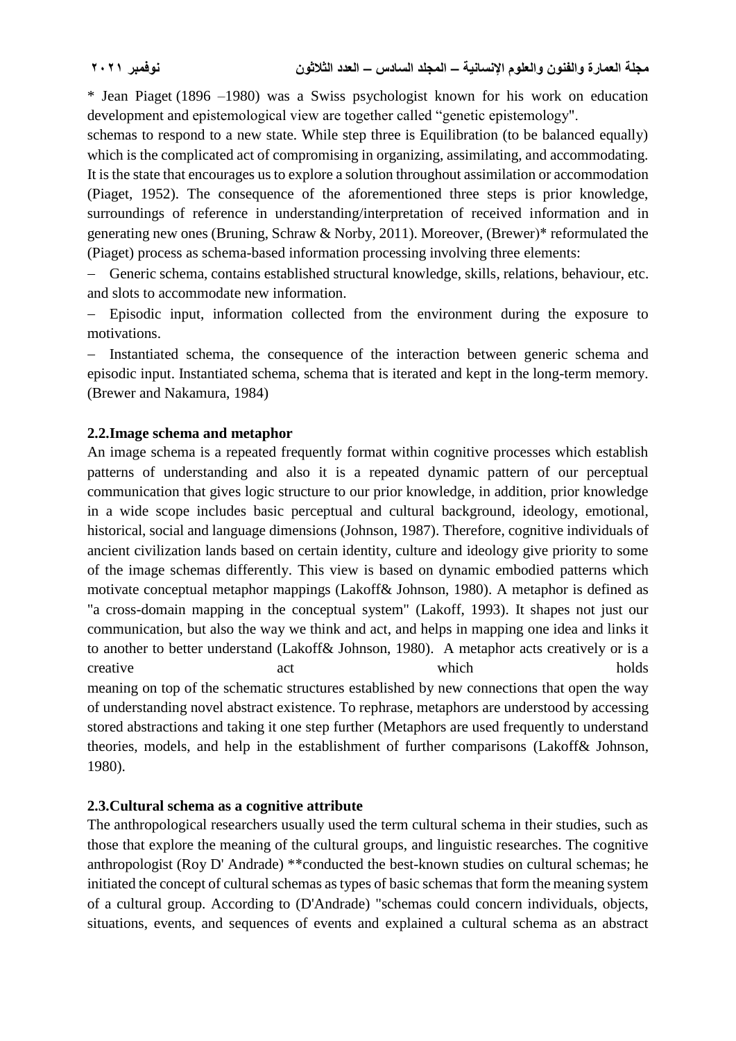\* Jean Piaget (1896 –1980) was a Swiss psychologist known for his work on education development and epistemological view are together called "genetic epistemology".

schemas to respond to a new state. While step three is Equilibration (to be balanced equally) which is the complicated act of compromising in organizing, assimilating, and accommodating. It is the state that encourages us to explore a solution throughout assimilation or accommodation (Piaget, 1952). The consequence of the aforementioned three steps is prior knowledge, surroundings of reference in understanding/interpretation of received information and in generating new ones (Bruning, Schraw & Norby, 2011). Moreover, (Brewer)* reformulated the (Piaget) process as schema-based information processing involving three elements:

- Generic schema, contains established structural knowledge, skills, relations, behaviour, etc. and slots to accommodate new information.
- Episodic input, information collected from the environment during the exposure to motivations.
- Instantiated schema, the consequence of the interaction between generic schema and episodic input. Instantiated schema, schema that is iterated and kept in the long-term memory. (Brewer and Nakamura, 1984)

## 2.2.Image schema and metaphor

An image schema is a repeated frequently format within cognitive processes which establish patterns of understanding and also it is a repeated dynamic pattern of our perceptual communication that gives logic structure to our prior knowledge, in addition, prior knowledge in a wide scope includes basic perceptual and cultural background, ideology, emotional, historical, social and language dimensions (Johnson, 1987). Therefore, cognitive individuals of ancient civilization lands based on certain identity, culture and ideology give priority to some of the image schemas differently. This view is based on dynamic embodied patterns which motivate conceptual metaphor mappings (Lakoff& Johnson, 1980). A metaphor is defined as "a cross-domain mapping in the conceptual system" (Lakoff, 1993). It shapes not just our communication, but also the way we think and act, and helps in mapping one idea and links it to another to better understand (Lakoff& Johnson, 1980). A metaphor acts creatively or is a creative act which holds meaning on top of the schematic structures established by new connections that open the way of understanding novel abstract existence. To rephrase, metaphors are understood by accessing stored abstractions and taking it one step further (Metaphors are used frequently to understand theories, models, and help in the establishment of further comparisons (Lakoff& Johnson, 1980).

## 2.3.Cultural schema as a cognitive attribute

The anthropological researchers usually used the term cultural schema in their studies, such as those that explore the meaning of the cultural groups, and linguistic researches. The cognitive anthropologist (Roy D' Andrade) **conducted the best-known studies on cultural schemas; he initiated the concept of cultural schemas as types of basic schemas that form the meaning system of a cultural group. According to (D'Andrade) "schemas could concern individuals, objects, situations, events, and sequences of events and explained a cultural schema as an abstract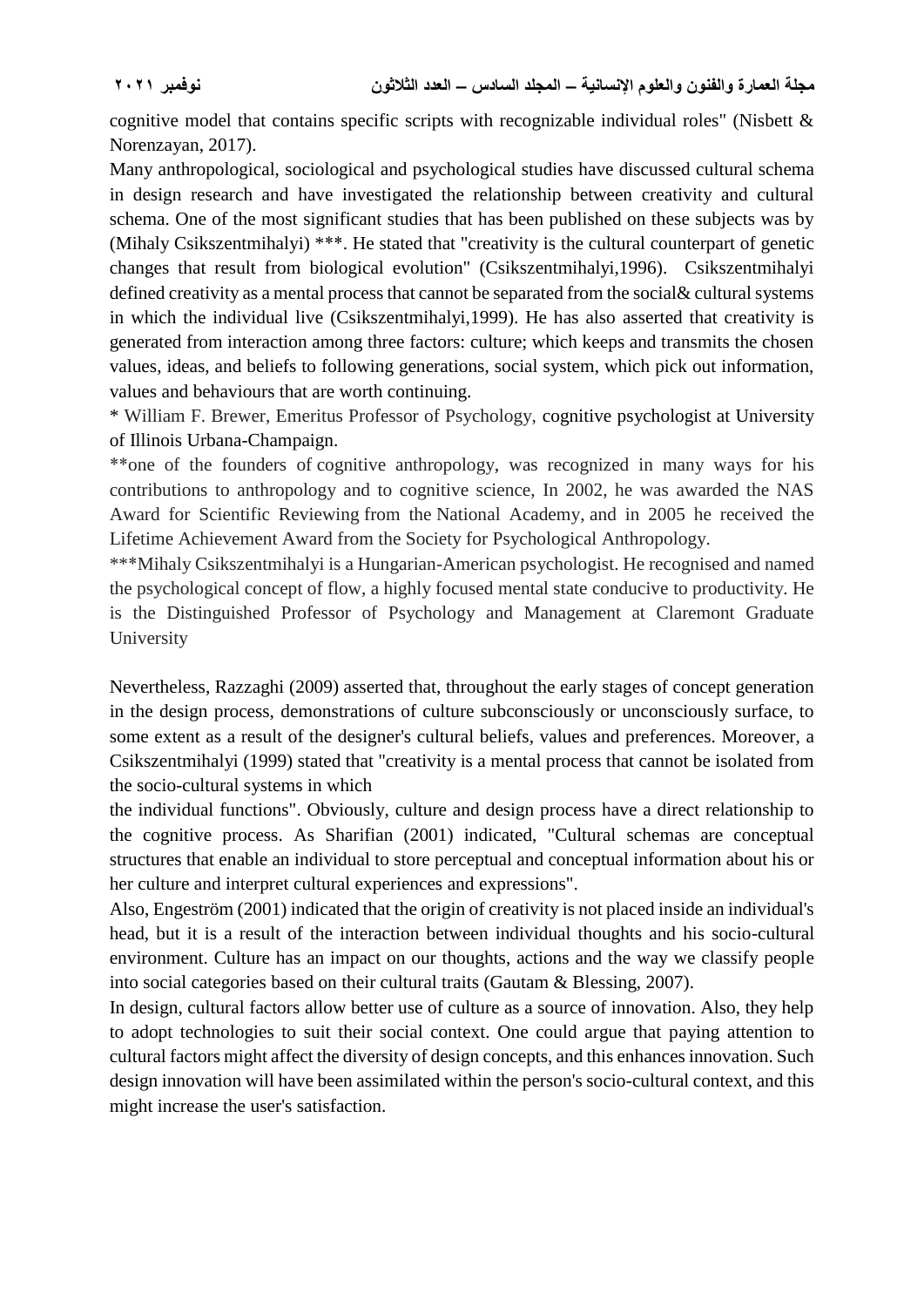cognitive model that contains specific scripts with recognizable individual roles" (Nisbett & Norenzayan, 2017).

Many anthropological, sociological and psychological studies have discussed cultural schema in design research and have investigated the relationship between creativity and cultural schema. One of the most significant studies that has been published on these subjects was by (Mihaly Csikszentmihalyi) ***. He stated that "creativity is the cultural counterpart of genetic changes that result from biological evolution" (Csikszentmihalyi,1996). Csikszentmihalyi defined creativity as a mental process that cannot be separated from the social& cultural systems in which the individual live (Csikszentmihalyi,1999). He has also asserted that creativity is generated from interaction among three factors: culture; which keeps and transmits the chosen values, ideas, and beliefs to following generations, social system, which pick out information, values and behaviours that are worth continuing.

* William F. Brewer, Emeritus Professor of Psychology, cognitive psychologist at University of Illinois Urbana-Champaign.

**one of the founders of cognitive anthropology, was recognized in many ways for his contributions to anthropology and to cognitive science, In 2002, he was awarded the NAS Award for Scientific Reviewing from the National Academy, and in 2005 he received the Lifetime Achievement Award from the Society for Psychological Anthropology.

***Mihaly Csikszentmihalyi is a Hungarian-American psychologist. He recognised and named the psychological concept of flow, a highly focused mental state conducive to productivity. He is the Distinguished Professor of Psychology and Management at Claremont Graduate University

Nevertheless, Razzaghi (2009) asserted that, throughout the early stages of concept generation in the design process, demonstrations of culture subconsciously or unconsciously surface, to some extent as a result of the designer's cultural beliefs, values and preferences. Moreover, a Csikszentmihalyi (1999) stated that "creativity is a mental process that cannot be isolated from the socio-cultural systems in which the individual functions". Obviously, culture and design process have a direct relationship to the cognitive process. As Sharifian (2001) indicated, "Cultural schemas are conceptual structures that enable an individual to store perceptual and conceptual information about his or her culture and interpret cultural experiences and expressions".

Also, Engeström (2001) indicated that the origin of creativity is not placed inside an individual's head, but it is a result of the interaction between individual thoughts and his socio-cultural environment. Culture has an impact on our thoughts, actions and the way we classify people into social categories based on their cultural traits (Gautam & Blessing, 2007).

In design, cultural factors allow better use of culture as a source of innovation. Also, they help to adopt technologies to suit their social context. One could argue that paying attention to cultural factors might affect the diversity of design concepts, and this enhances innovation. Such design innovation will have been assimilated within the person's socio-cultural context, and this might increase the user's satisfaction.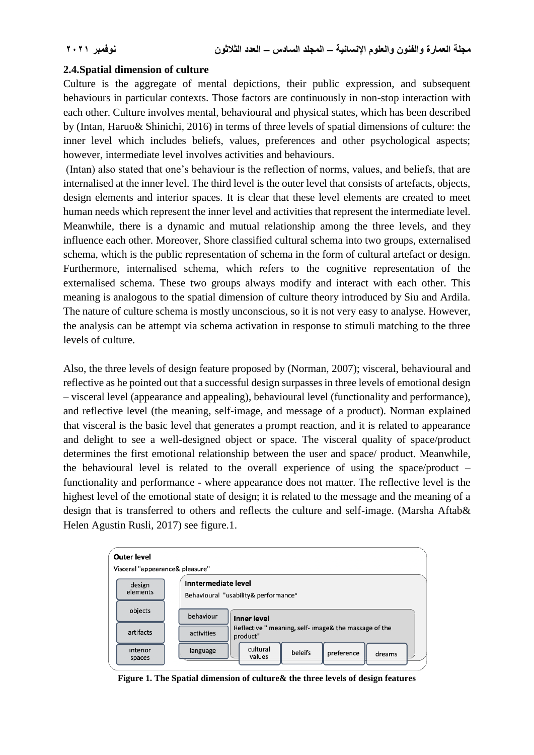### 2.4.Spatial dimension of culture

Culture is the aggregate of mental depictions, their public expression, and subsequent behaviours in particular contexts. Those factors are continuously in non-stop interaction with each other. Culture involves mental, behavioural and physical states, which has been described by (Intan, Haruo& Shinichi, 2016) in terms of three levels of spatial dimensions of culture: the inner level which includes beliefs, values, preferences and other psychological aspects; however, intermediate level involves activities and behaviours.

(Intan) also stated that one's behaviour is the reflection of norms, values, and beliefs, that are internalised at the inner level. The third level is the outer level that consists of artefacts, objects, design elements and interior spaces. It is clear that these level elements are created to meet human needs which represent the inner level and activities that represent the intermediate level. Meanwhile, there is a dynamic and mutual relationship among the three levels, and they influence each other. Moreover, Shore classified cultural schema into two groups, externalised schema, which is the public representation of schema in the form of cultural artefact or design. Furthermore, internalised schema, which refers to the cognitive representation of the externalised schema. These two groups always modify and interact with each other. This meaning is analogous to the spatial dimension of culture theory introduced by Siu and Ardila. The nature of culture schema is mostly unconscious, so it is not very easy to analyse. However, the analysis can be attempt via schema activation in response to stimuli matching to the three levels of culture.

Also, the three levels of design feature proposed by (Norman, 2007); visceral, behavioural and reflective as he pointed out that a successful design surpasses in three levels of emotional design – visceral level (appearance and appealing), behavioural level (functionality and performance), and reflective level (the meaning, self-image, and message of a product). Norman explained that visceral is the basic level that generates a prompt reaction, and it is related to appearance and delight to see a well-designed object or space. The visceral quality of space/product determines the first emotional relationship between the user and space/ product. Meanwhile, the behavioural level is related to the overall experience of using the space/product – functionality and performance - where appearance does not matter. The reflective level is the highest level of the emotional state of design; it is related to the message and the meaning of a design that is transferred to others and reflects the culture and self-image. (Marsha Aftab& Helen Agustin Rusli, 2017) see figure.1.

**Outer level**
Visceral "appearance& pleasure"
- design elements
- objects
- artifacts
- interior spaces

**Inntermediate level**
Behavioural "usability& performance"
- behaviour
- activities
- language

**Inner level**
Reflective " meaning, self- image& the massage of the product"
- cultural values
- beleifs
- preference
- dreams

**Figure 1. The Spatial dimension of culture& the three levels of design features**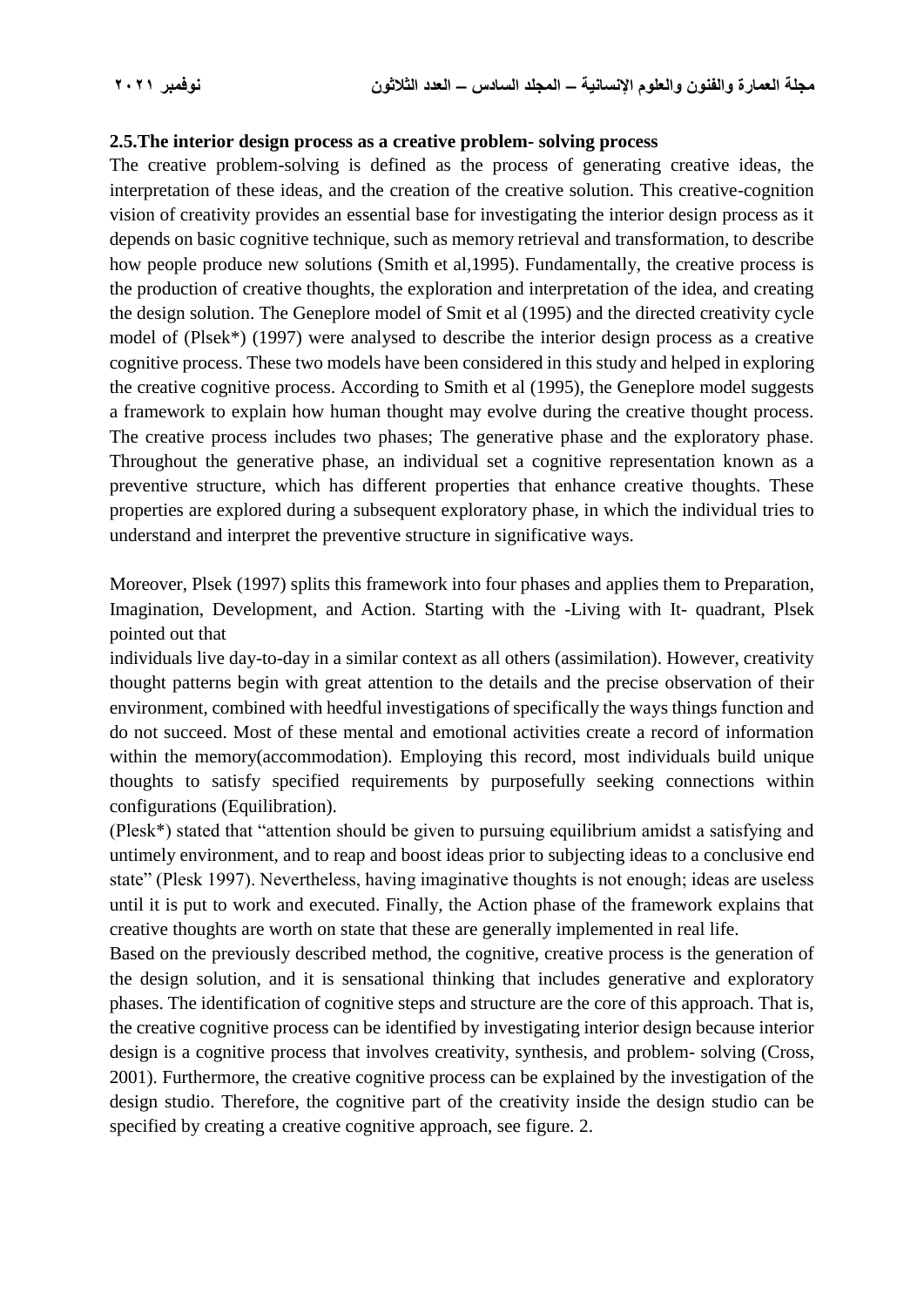### 2.5.The interior design process as a creative problem- solving process

The creative problem-solving is defined as the process of generating creative ideas, the interpretation of these ideas, and the creation of the creative solution. This creative-cognition vision of creativity provides an essential base for investigating the interior design process as it depends on basic cognitive technique, such as memory retrieval and transformation, to describe how people produce new solutions (Smith et al,1995). Fundamentally, the creative process is the production of creative thoughts, the exploration and interpretation of the idea, and creating the design solution. The Geneplore model of Smit et al (1995) and the directed creativity cycle model of (Plsek*) (1997) were analysed to describe the interior design process as a creative cognitive process. These two models have been considered in this study and helped in exploring the creative cognitive process. According to Smith et al (1995), the Geneplore model suggests a framework to explain how human thought may evolve during the creative thought process. The creative process includes two phases; The generative phase and the exploratory phase. Throughout the generative phase, an individual set a cognitive representation known as a preventive structure, which has different properties that enhance creative thoughts. These properties are explored during a subsequent exploratory phase, in which the individual tries to understand and interpret the preventive structure in significative ways.

Moreover, Plsek (1997) splits this framework into four phases and applies them to Preparation, Imagination, Development, and Action. Starting with the -Living with It- quadrant, Plsek pointed out that individuals live day-to-day in a similar context as all others (assimilation). However, creativity thought patterns begin with great attention to the details and the precise observation of their environment, combined with heedful investigations of specifically the ways things function and do not succeed. Most of these mental and emotional activities create a record of information within the memory(accommodation). Employing this record, most individuals build unique thoughts to satisfy specified requirements by purposefully seeking connections within configurations (Equilibration).

(Plesk*) stated that "attention should be given to pursuing equilibrium amidst a satisfying and untimely environment, and to reap and boost ideas prior to subjecting ideas to a conclusive end state" (Plesk 1997). Nevertheless, having imaginative thoughts is not enough; ideas are useless until it is put to work and executed. Finally, the Action phase of the framework explains that creative thoughts are worth on state that these are generally implemented in real life.

Based on the previously described method, the cognitive, creative process is the generation of the design solution, and it is sensational thinking that includes generative and exploratory phases. The identification of cognitive steps and structure are the core of this approach. That is, the creative cognitive process can be identified by investigating interior design because interior design is a cognitive process that involves creativity, synthesis, and problem- solving (Cross, 2001). Furthermore, the creative cognitive process can be explained by the investigation of the design studio. Therefore, the cognitive part of the creativity inside the design studio can be specified by creating a creative cognitive approach, see figure. 2.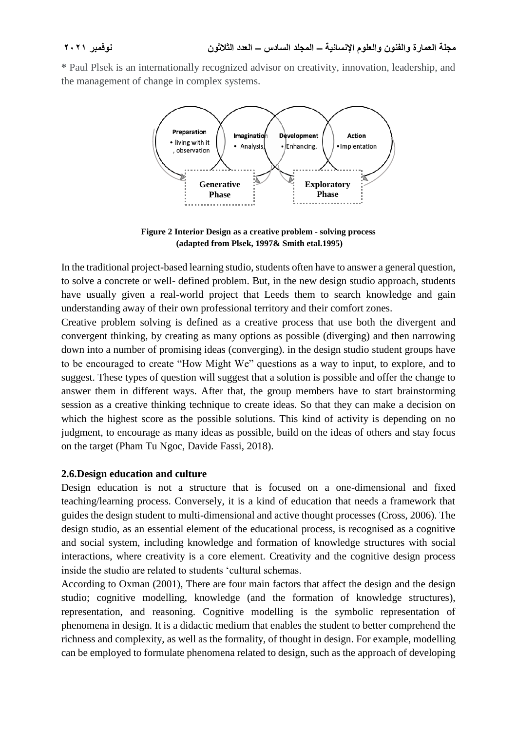* Paul Plsek is an internationally recognized advisor on creativity, innovation, leadership, and the management of change in complex systems.

**Figure 2 Interior Design as a creative problem - solving process (adapted from Plsek, 1997& Smith etal.1995)**

In the traditional project-based learning studio, students often have to answer a general question, to solve a concrete or well- defined problem. But, in the new design studio approach, students have usually given a real-world project that Leeds them to search knowledge and gain understanding away of their own professional territory and their comfort zones.

Creative problem solving is defined as a creative process that use both the divergent and convergent thinking, by creating as many options as possible (diverging) and then narrowing down into a number of promising ideas (converging). in the design studio student groups have to be encouraged to create "How Might We" questions as a way to input, to explore, and to suggest. These types of question will suggest that a solution is possible and offer the change to answer them in different ways. After that, the group members have to start brainstorming session as a creative thinking technique to create ideas. So that they can make a decision on which the highest score as the possible solutions. This kind of activity is depending on no judgment, to encourage as many ideas as possible, build on the ideas of others and stay focus on the target (Pham Tu Ngoc, Davide Fassi, 2018).

## 2.6.Design education and culture

Design education is not a structure that is focused on a one-dimensional and fixed teaching/learning process. Conversely, it is a kind of education that needs a framework that guides the design student to multi-dimensional and active thought processes (Cross, 2006). The design studio, as an essential element of the educational process, is recognised as a cognitive and social system, including knowledge and formation of knowledge structures with social interactions, where creativity is a core element. Creativity and the cognitive design process inside the studio are related to students 'cultural schemas.

According to Oxman (2001), There are four main factors that affect the design and the design studio; cognitive modelling, knowledge (and the formation of knowledge structures), representation, and reasoning. Cognitive modelling is the symbolic representation of phenomena in design. It is a didactic medium that enables the student to better comprehend the richness and complexity, as well as the formality, of thought in design. For example, modelling can be employed to formulate phenomena related to design, such as the approach of developing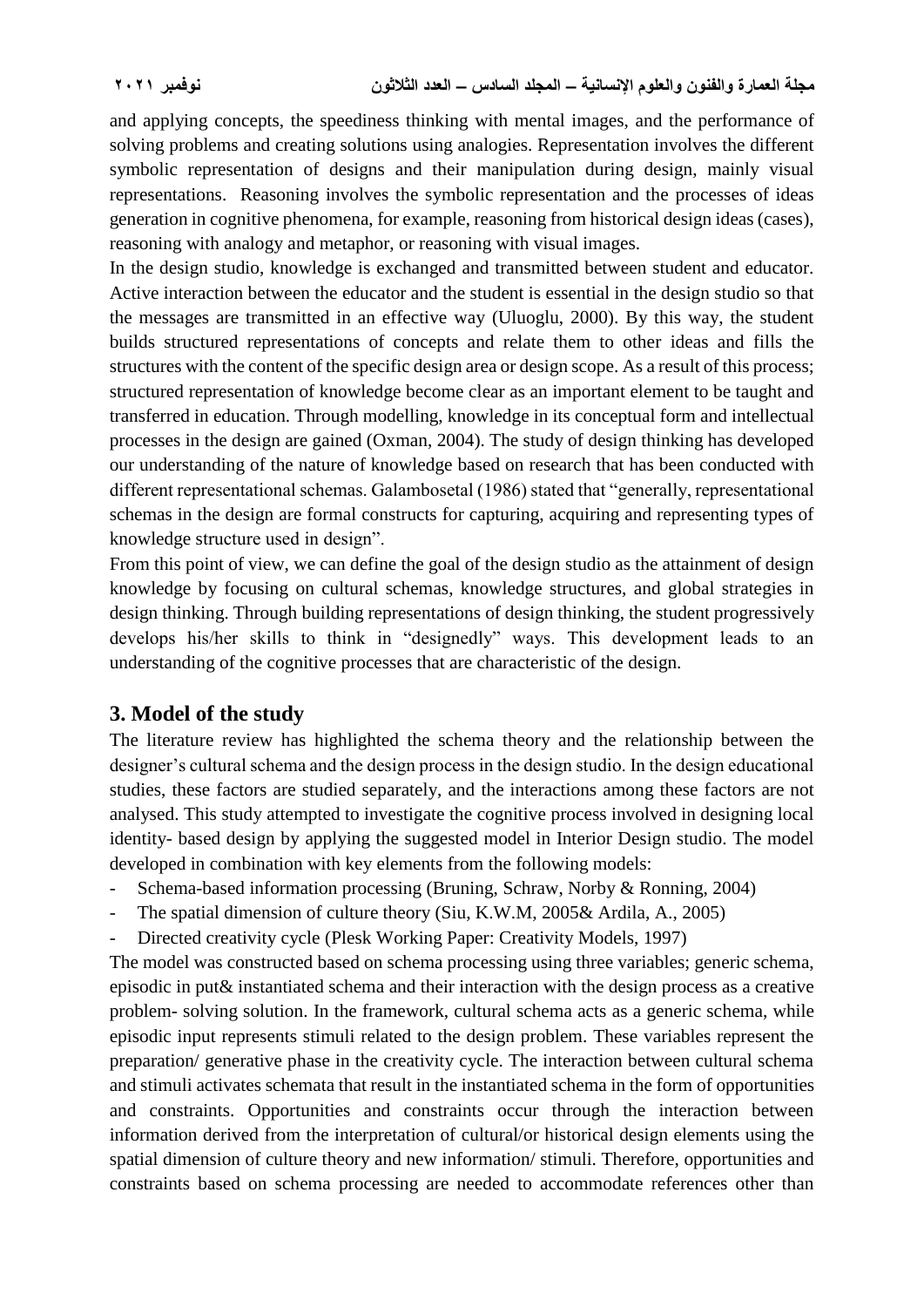and applying concepts, the speediness thinking with mental images, and the performance of solving problems and creating solutions using analogies. Representation involves the different symbolic representation of designs and their manipulation during design, mainly visual representations. Reasoning involves the symbolic representation and the processes of ideas generation in cognitive phenomena, for example, reasoning from historical design ideas (cases), reasoning with analogy and metaphor, or reasoning with visual images.

In the design studio, knowledge is exchanged and transmitted between student and educator. Active interaction between the educator and the student is essential in the design studio so that the messages are transmitted in an effective way (Uluoglu, 2000). By this way, the student builds structured representations of concepts and relate them to other ideas and fills the structures with the content of the specific design area or design scope. As a result of this process; structured representation of knowledge become clear as an important element to be taught and transferred in education. Through modelling, knowledge in its conceptual form and intellectual processes in the design are gained (Oxman, 2004). The study of design thinking has developed our understanding of the nature of knowledge based on research that has been conducted with different representational schemas. Galambosetal (1986) stated that "generally, representational schemas in the design are formal constructs for capturing, acquiring and representing types of knowledge structure used in design".

From this point of view, we can define the goal of the design studio as the attainment of design knowledge by focusing on cultural schemas, knowledge structures, and global strategies in design thinking. Through building representations of design thinking, the student progressively develops his/her skills to think in "designedly" ways. This development leads to an understanding of the cognitive processes that are characteristic of the design.

## 3. Model of the study

The literature review has highlighted the schema theory and the relationship between the designer's cultural schema and the design process in the design studio. In the design educational studies, these factors are studied separately, and the interactions among these factors are not analysed. This study attempted to investigate the cognitive process involved in designing local identity- based design by applying the suggested model in Interior Design studio. The model developed in combination with key elements from the following models:

- Schema-based information processing (Bruning, Schraw, Norby & Ronning, 2004)
- The spatial dimension of culture theory (Siu, K.W.M, 2005& Ardila, A., 2005)
- Directed creativity cycle (Plesk Working Paper: Creativity Models, 1997)

The model was constructed based on schema processing using three variables; generic schema, episodic in put& instantiated schema and their interaction with the design process as a creative problem- solving solution. In the framework, cultural schema acts as a generic schema, while episodic input represents stimuli related to the design problem. These variables represent the preparation/ generative phase in the creativity cycle. The interaction between cultural schema and stimuli activates schemata that result in the instantiated schema in the form of opportunities and constraints. Opportunities and constraints occur through the interaction between information derived from the interpretation of cultural/or historical design elements using the spatial dimension of culture theory and new information/ stimuli. Therefore, opportunities and constraints based on schema processing are needed to accommodate references other than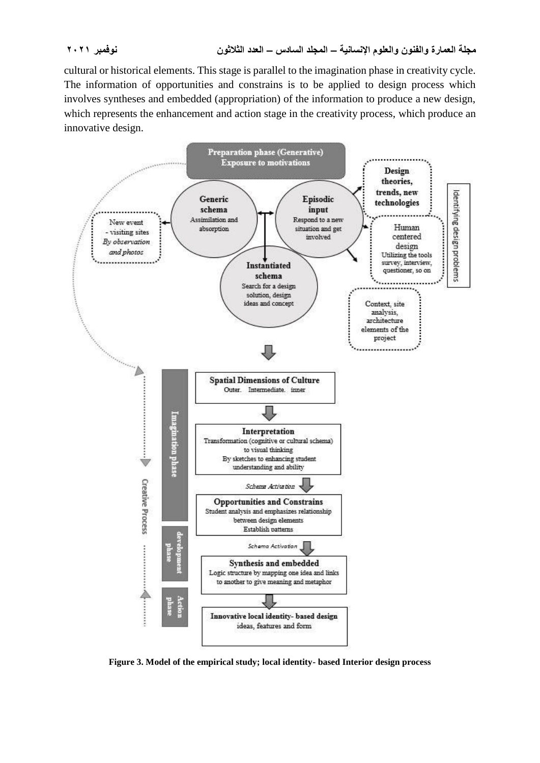cultural or historical elements. This stage is parallel to the imagination phase in creativity cycle. The information of opportunities and constrains is to be applied to design process which involves syntheses and embedded (appropriation) of the information to produce a new design, which represents the enhancement and action stage in the creativity process, which produce an innovative design.

**Figure 3. Model of the empirical study; local identity- based Interior design process**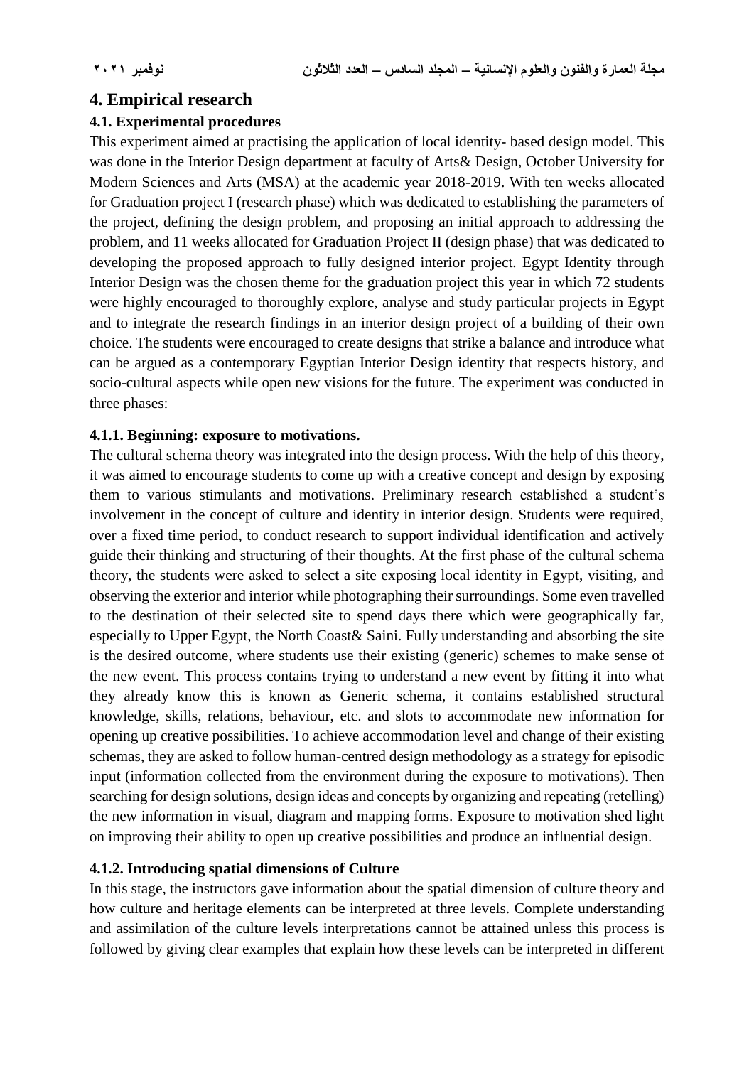## 4. Empirical research

### 4.1. Experimental procedures

This experiment aimed at practising the application of local identity- based design model. This was done in the Interior Design department at faculty of Arts& Design, October University for Modern Sciences and Arts (MSA) at the academic year 2018-2019. With ten weeks allocated for Graduation project I (research phase) which was dedicated to establishing the parameters of the project, defining the design problem, and proposing an initial approach to addressing the problem, and 11 weeks allocated for Graduation Project II (design phase) that was dedicated to developing the proposed approach to fully designed interior project. Egypt Identity through Interior Design was the chosen theme for the graduation project this year in which 72 students were highly encouraged to thoroughly explore, analyse and study particular projects in Egypt and to integrate the research findings in an interior design project of a building of their own choice. The students were encouraged to create designs that strike a balance and introduce what can be argued as a contemporary Egyptian Interior Design identity that respects history, and socio-cultural aspects while open new visions for the future. The experiment was conducted in three phases:

#### 4.1.1. Beginning: exposure to motivations.

The cultural schema theory was integrated into the design process. With the help of this theory, it was aimed to encourage students to come up with a creative concept and design by exposing them to various stimulants and motivations. Preliminary research established a student's involvement in the concept of culture and identity in interior design. Students were required, over a fixed time period, to conduct research to support individual identification and actively guide their thinking and structuring of their thoughts. At the first phase of the cultural schema theory, the students were asked to select a site exposing local identity in Egypt, visiting, and observing the exterior and interior while photographing their surroundings. Some even travelled to the destination of their selected site to spend days there which were geographically far, especially to Upper Egypt, the North Coast& Saini. Fully understanding and absorbing the site is the desired outcome, where students use their existing (generic) schemes to make sense of the new event. This process contains trying to understand a new event by fitting it into what they already know this is known as Generic schema, it contains established structural knowledge, skills, relations, behaviour, etc. and slots to accommodate new information for opening up creative possibilities. To achieve accommodation level and change of their existing schemas, they are asked to follow human-centred design methodology as a strategy for episodic input (information collected from the environment during the exposure to motivations). Then searching for design solutions, design ideas and concepts by organizing and repeating (retelling) the new information in visual, diagram and mapping forms. Exposure to motivation shed light on improving their ability to open up creative possibilities and produce an influential design.

#### 4.1.2. Introducing spatial dimensions of Culture

In this stage, the instructors gave information about the spatial dimension of culture theory and how culture and heritage elements can be interpreted at three levels. Complete understanding and assimilation of the culture levels interpretations cannot be attained unless this process is followed by giving clear examples that explain how these levels can be interpreted in different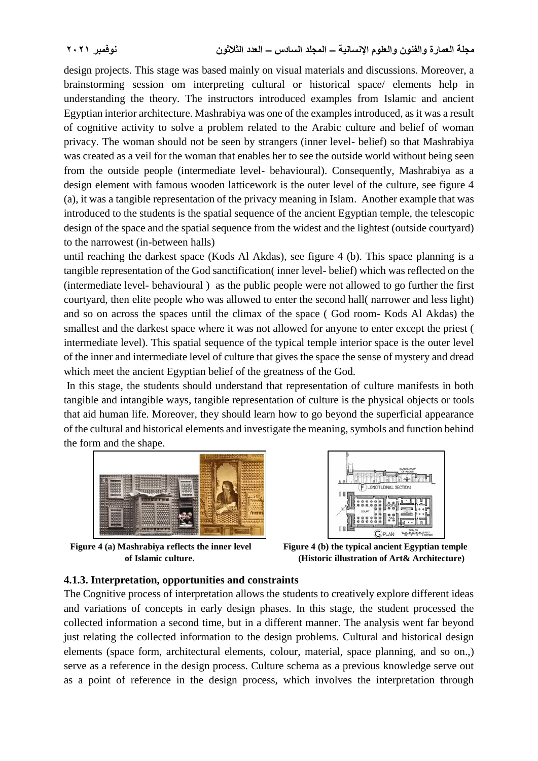design projects. This stage was based mainly on visual materials and discussions. Moreover, a brainstorming session om interpreting cultural or historical space/ elements help in understanding the theory. The instructors introduced examples from Islamic and ancient Egyptian interior architecture. Mashrabiya was one of the examples introduced, as it was a result of cognitive activity to solve a problem related to the Arabic culture and belief of woman privacy. The woman should not be seen by strangers (inner level- belief) so that Mashrabiya was created as a veil for the woman that enables her to see the outside world without being seen from the outside people (intermediate level- behavioural). Consequently, Mashrabiya as a design element with famous wooden latticework is the outer level of the culture, see figure 4 (a), it was a tangible representation of the privacy meaning in Islam. Another example that was introduced to the students is the spatial sequence of the ancient Egyptian temple, the telescopic design of the space and the spatial sequence from the widest and the lightest (outside courtyard) to the narrowest (in-between halls)

until reaching the darkest space (Kods Al Akdas), see figure 4 (b). This space planning is a tangible representation of the God sanctification( inner level- belief) which was reflected on the (intermediate level- behavioural ) as the public people were not allowed to go further the first courtyard, then elite people who was allowed to enter the second hall( narrower and less light) and so on across the spaces until the climax of the space ( God room- Kods Al Akdas) the smallest and the darkest space where it was not allowed for anyone to enter except the priest ( intermediate level). This spatial sequence of the typical temple interior space is the outer level of the inner and intermediate level of culture that gives the space the sense of mystery and dread which meet the ancient Egyptian belief of the greatness of the God.

In this stage, the students should understand that representation of culture manifests in both tangible and intangible ways, tangible representation of culture is the physical objects or tools that aid human life. Moreover, they should learn how to go beyond the superficial appearance of the cultural and historical elements and investigate the meaning, symbols and function behind the form and the shape.

**Figure 4 (a) Mashrabiya reflects the inner level of Islamic culture.**

**Figure 4 (b) the typical ancient Egyptian temple (Historic illustration of Art& Architecture)**

### 4.1.3. Interpretation, opportunities and constraints

The Cognitive process of interpretation allows the students to creatively explore different ideas and variations of concepts in early design phases. In this stage, the student processed the collected information a second time, but in a different manner. The analysis went far beyond just relating the collected information to the design problems. Cultural and historical design elements (space form, architectural elements, colour, material, space planning, and so on.,) serve as a reference in the design process. Culture schema as a previous knowledge serve out as a point of reference in the design process, which involves the interpretation through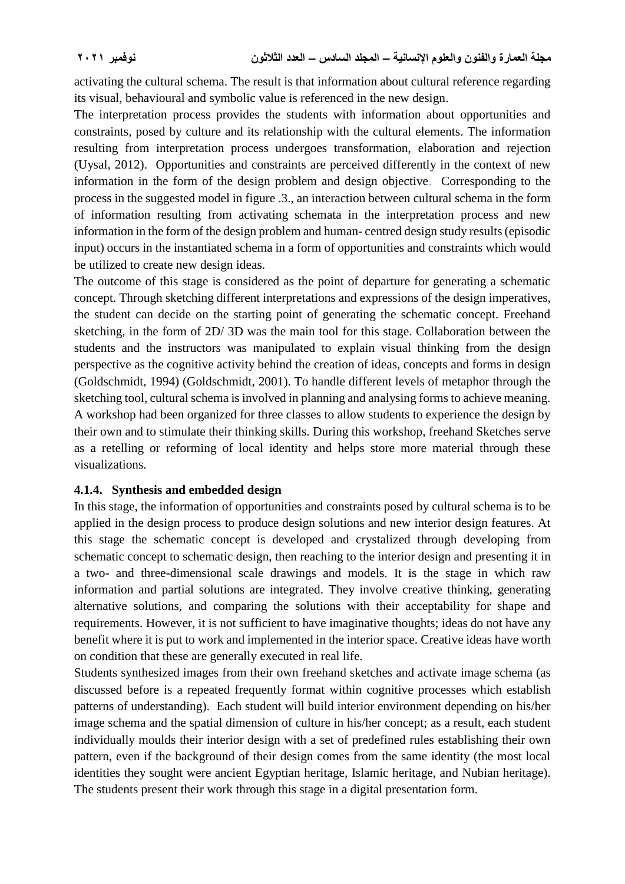activating the cultural schema. The result is that information about cultural reference regarding its visual, behavioural and symbolic value is referenced in the new design.

The interpretation process provides the students with information about opportunities and constraints, posed by culture and its relationship with the cultural elements. The information resulting from interpretation process undergoes transformation, elaboration and rejection (Uysal, 2012). Opportunities and constraints are perceived differently in the context of new information in the form of the design problem and design objective. Corresponding to the process in the suggested model in figure .3., an interaction between cultural schema in the form of information resulting from activating schemata in the interpretation process and new information in the form of the design problem and human- centred design study results (episodic input) occurs in the instantiated schema in a form of opportunities and constraints which would be utilized to create new design ideas.

The outcome of this stage is considered as the point of departure for generating a schematic concept. Through sketching different interpretations and expressions of the design imperatives, the student can decide on the starting point of generating the schematic concept. Freehand sketching, in the form of 2D/ 3D was the main tool for this stage. Collaboration between the students and the instructors was manipulated to explain visual thinking from the design perspective as the cognitive activity behind the creation of ideas, concepts and forms in design (Goldschmidt, 1994) (Goldschmidt, 2001). To handle different levels of metaphor through the sketching tool, cultural schema is involved in planning and analysing forms to achieve meaning. A workshop had been organized for three classes to allow students to experience the design by their own and to stimulate their thinking skills. During this workshop, freehand Sketches serve as a retelling or reforming of local identity and helps store more material through these visualizations.

#### 4.1.4. Synthesis and embedded design

In this stage, the information of opportunities and constraints posed by cultural schema is to be applied in the design process to produce design solutions and new interior design features. At this stage the schematic concept is developed and crystalized through developing from schematic concept to schematic design, then reaching to the interior design and presenting it in a two- and three-dimensional scale drawings and models. It is the stage in which raw information and partial solutions are integrated. They involve creative thinking, generating alternative solutions, and comparing the solutions with their acceptability for shape and requirements. However, it is not sufficient to have imaginative thoughts; ideas do not have any benefit where it is put to work and implemented in the interior space. Creative ideas have worth on condition that these are generally executed in real life.

Students synthesized images from their own freehand sketches and activate image schema (as discussed before is a repeated frequently format within cognitive processes which establish patterns of understanding). Each student will build interior environment depending on his/her image schema and the spatial dimension of culture in his/her concept; as a result, each student individually moulds their interior design with a set of predefined rules establishing their own pattern, even if the background of their design comes from the same identity (the most local identities they sought were ancient Egyptian heritage, Islamic heritage, and Nubian heritage). The students present their work through this stage in a digital presentation form.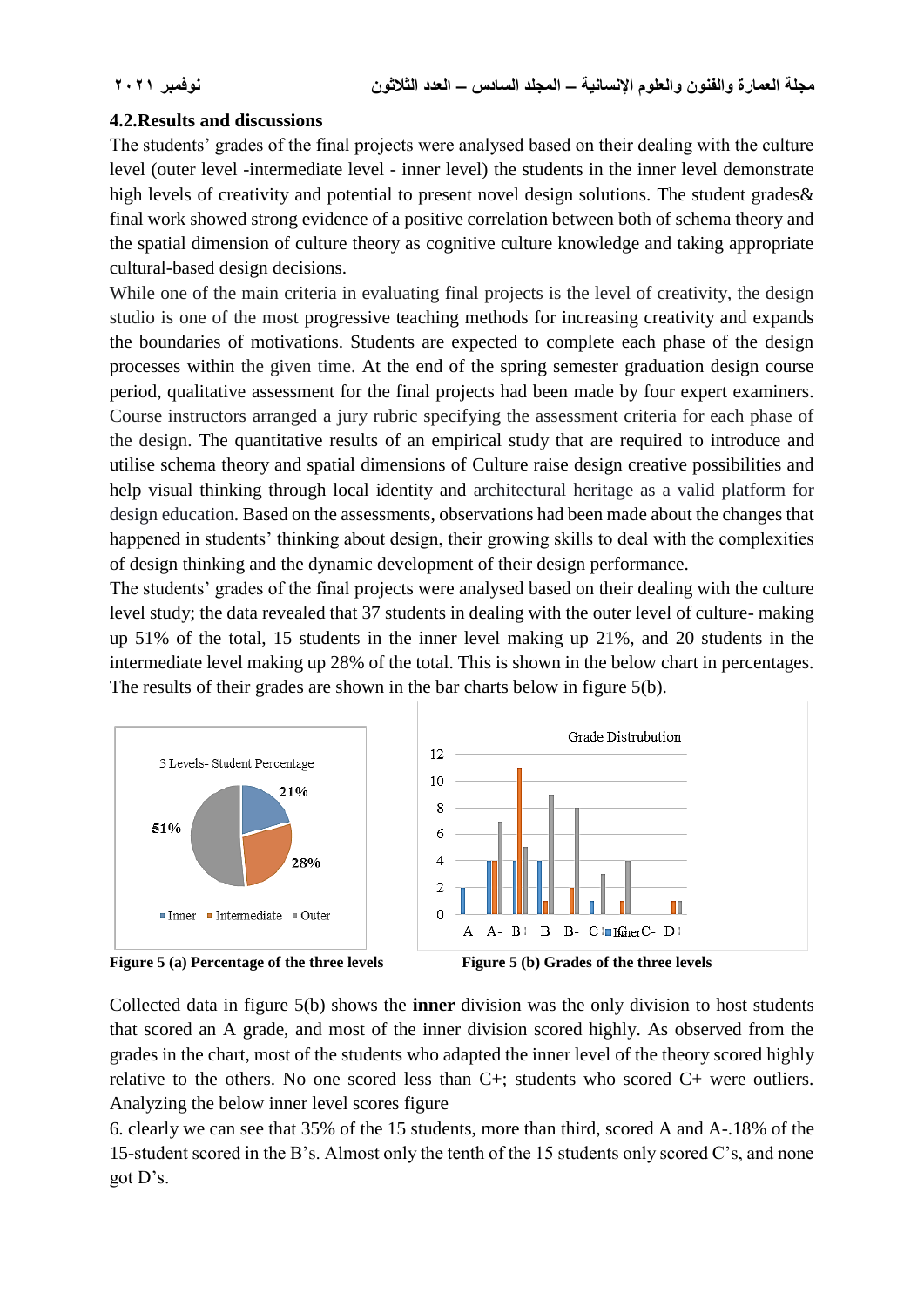### 4.2.Results and discussions

The students' grades of the final projects were analysed based on their dealing with the culture level (outer level -intermediate level - inner level) the students in the inner level demonstrate high levels of creativity and potential to present novel design solutions. The student grades& final work showed strong evidence of a positive correlation between both of schema theory and the spatial dimension of culture theory as cognitive culture knowledge and taking appropriate cultural-based design decisions.

While one of the main criteria in evaluating final projects is the level of creativity, the design studio is one of the most progressive teaching methods for increasing creativity and expands the boundaries of motivations. Students are expected to complete each phase of the design processes within the given time. At the end of the spring semester graduation design course period, qualitative assessment for the final projects had been made by four expert examiners. Course instructors arranged a jury rubric specifying the assessment criteria for each phase of the design. The quantitative results of an empirical study that are required to introduce and utilise schema theory and spatial dimensions of Culture raise design creative possibilities and help visual thinking through local identity and architectural heritage as a valid platform for design education. Based on the assessments, observations had been made about the changes that happened in students' thinking about design, their growing skills to deal with the complexities of design thinking and the dynamic development of their design performance.

The students' grades of the final projects were analysed based on their dealing with the culture level study; the data revealed that 37 students in dealing with the outer level of culture- making up 51% of the total, 15 students in the inner level making up 21%, and 20 students in the intermediate level making up 28% of the total. This is shown in the below chart in percentages. The results of their grades are shown in the bar charts below in figure 5(b).

**Figure 5 (a) Percentage of the three levels**

**Figure 5 (b) Grades of the three levels**

Collected data in figure 5(b) shows the **inner** division was the only division to host students that scored an A grade, and most of the inner division scored highly. As observed from the grades in the chart, most of the students who adapted the inner level of the theory scored highly relative to the others. No one scored less than C+; students who scored C+ were outliers. Analyzing the below inner level scores figure

6. clearly we can see that 35% of the 15 students, more than third, scored A and A-.18% of the 15-student scored in the B's. Almost only the tenth of the 15 students only scored C's, and none got D's.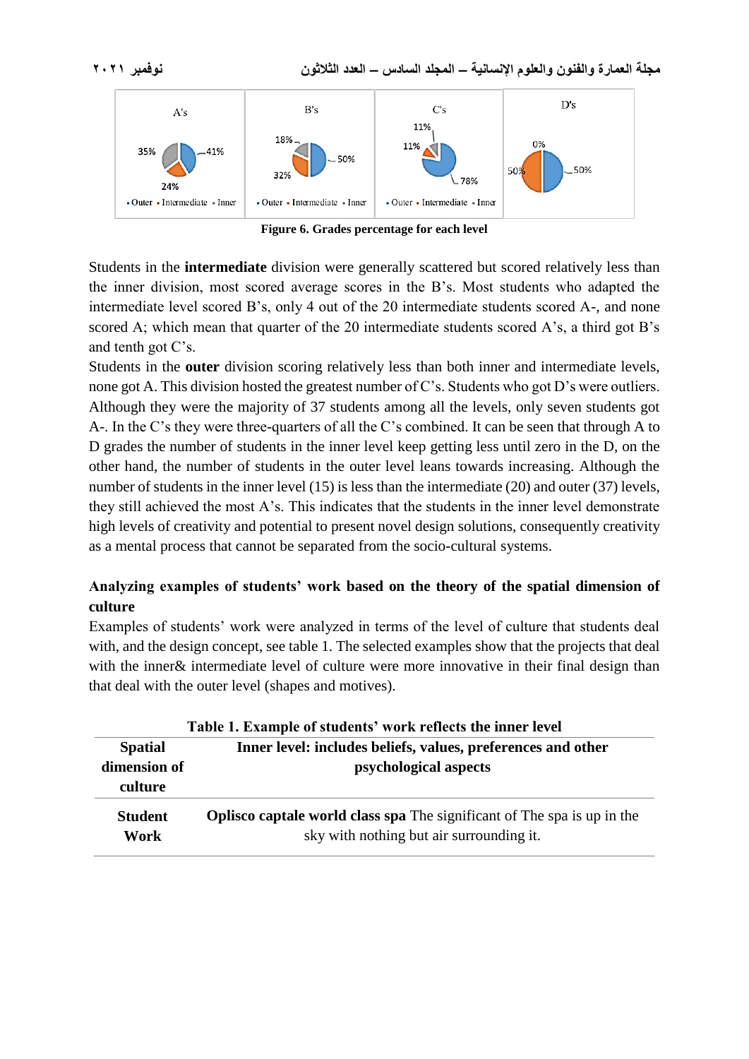A's

35% 41% 24%

▪ Outer ▪ Intermediate ▪ Inner

B's

18% 50% 32%

▪ Outer ▪ Intermediate ▪ Inner

C's

11% 11% 78%

▪ Outer ▪ Intermediate ▪ Inner

D's

0% 50% 50%

**Figure 6. Grades percentage for each level**

Students in the **intermediate** division were generally scattered but scored relatively less than the inner division, most scored average scores in the B's. Most students who adapted the intermediate level scored B's, only 4 out of the 20 intermediate students scored A-, and none scored A; which mean that quarter of the 20 intermediate students scored A's, a third got B's and tenth got C's.

Students in the **outer** division scoring relatively less than both inner and intermediate levels, none got A. This division hosted the greatest number of C's. Students who got D's were outliers. Although they were the majority of 37 students among all the levels, only seven students got A-. In the C's they were three-quarters of all the C's combined. It can be seen that through A to D grades the number of students in the inner level keep getting less until zero in the D, on the other hand, the number of students in the outer level leans towards increasing. Although the number of students in the inner level (15) is less than the intermediate (20) and outer (37) levels, they still achieved the most A's. This indicates that the students in the inner level demonstrate high levels of creativity and potential to present novel design solutions, consequently creativity as a mental process that cannot be separated from the socio-cultural systems.

## Analyzing examples of students' work based on the theory of the spatial dimension of culture

Examples of students' work were analyzed in terms of the level of culture that students deal with, and the design concept, see table 1. The selected examples show that the projects that deal with the inner& intermediate level of culture were more innovative in their final design than that deal with the outer level (shapes and motives).

**Table 1. Example of students' work reflects the inner level**

| **Spatial dimension of culture** | **Inner level: includes beliefs, values, preferences and other psychological aspects** |
|---|---|
| **Student Work** | **Oplisco captale world class spa** The significant of The spa is up in the sky with nothing but air surrounding it. |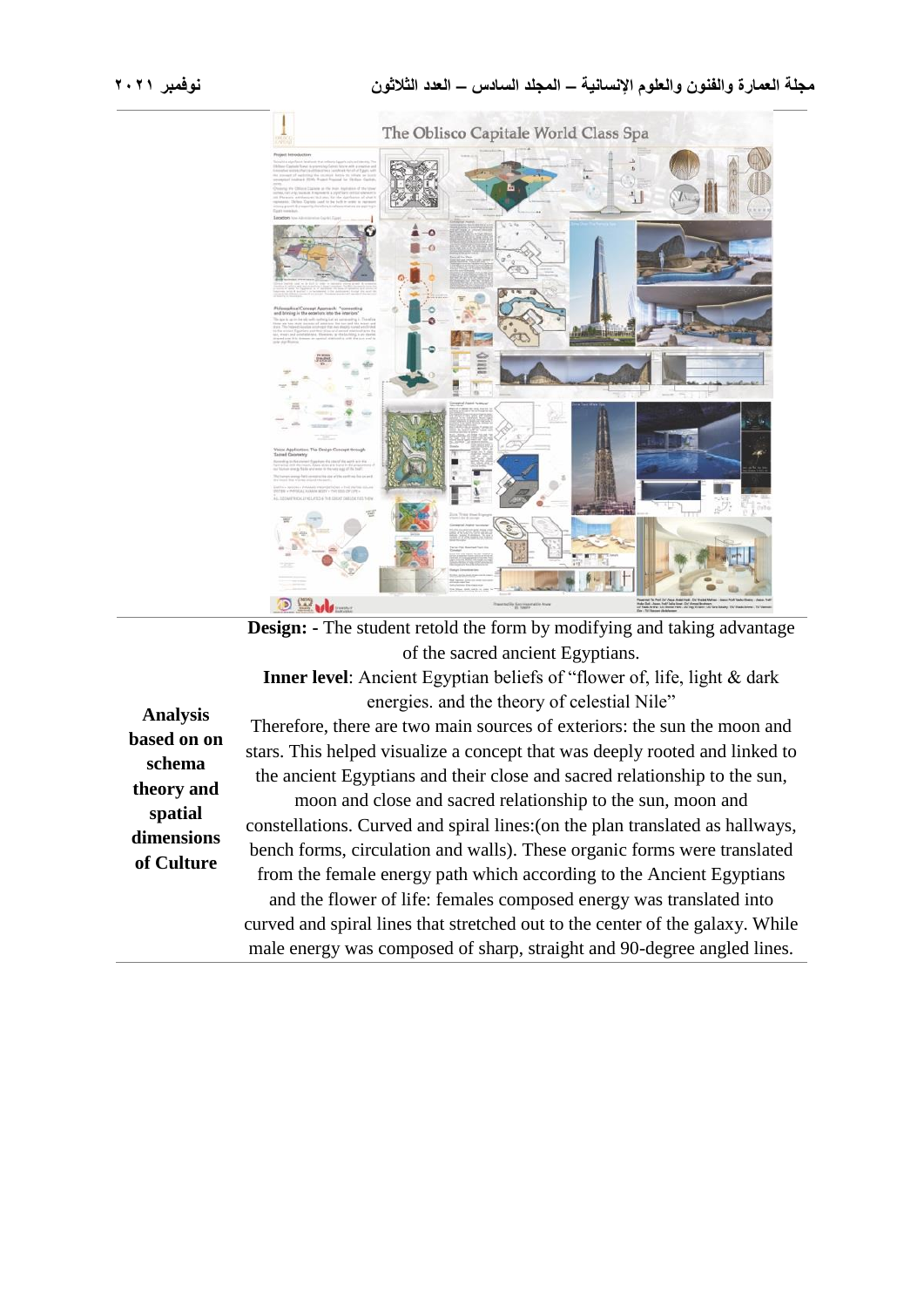| Analysis based on on schema theory and spatial dimensions of Culture | **Design:** - The student retold the form by modifying and taking advantage of the sacred ancient Egyptians. **Inner level**: Ancient Egyptian beliefs of "flower of, life, light & dark energies. and the theory of celestial Nile" Therefore, there are two main sources of exteriors: the sun the moon and stars. This helped visualize a concept that was deeply rooted and linked to the ancient Egyptians and their close and sacred relationship to the sun, moon and close and sacred relationship to the sun, moon and constellations. Curved and spiral lines:(on the plan translated as hallways, bench forms, circulation and walls). These organic forms were translated from the female energy path which according to the Ancient Egyptians and the flower of life: females composed energy was translated into curved and spiral lines that stretched out to the center of the galaxy. While male energy was composed of sharp, straight and 90-degree angled lines. |
|---|---|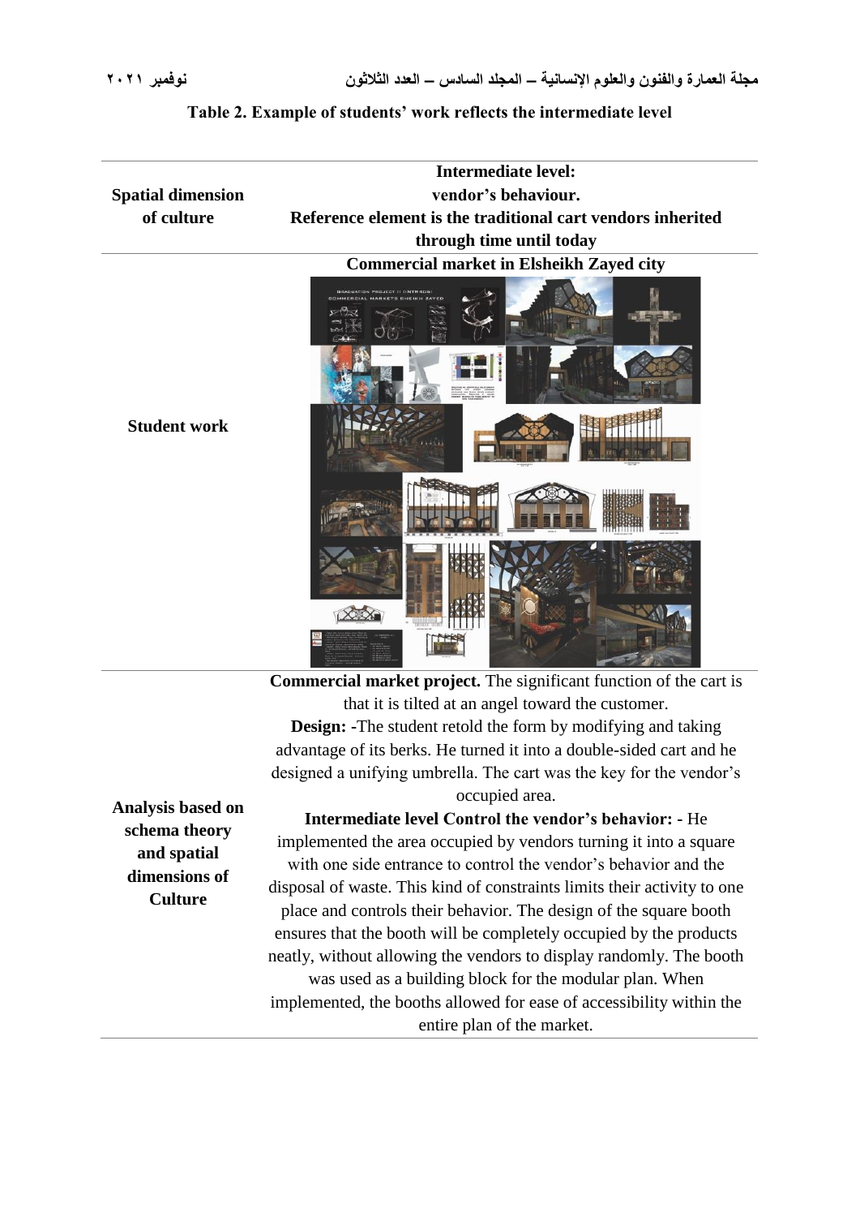Table 2. Example of students' work reflects the intermediate level

| Spatial dimension of culture | Intermediate level: vendor's behaviour. Reference element is the traditional cart vendors inherited through time until today |
|---|---|
| Student work | **Commercial market in Elsheikh Zayed city** |
| Analysis based on schema theory and spatial dimensions of Culture | **Commercial market project.** The significant function of the cart is that it is tilted at an angel toward the customer. **Design: -**The student retold the form by modifying and taking advantage of its berks. He turned it into a double-sided cart and he designed a unifying umbrella. The cart was the key for the vendor's occupied area. **Intermediate level Control the vendor's behavior: -** He implemented the area occupied by vendors turning it into a square with one side entrance to control the vendor's behavior and the disposal of waste. This kind of constraints limits their activity to one place and controls their behavior. The design of the square booth ensures that the booth will be completely occupied by the products neatly, without allowing the vendors to display randomly. The booth was used as a building block for the modular plan. When implemented, the booths allowed for ease of accessibility within the entire plan of the market. |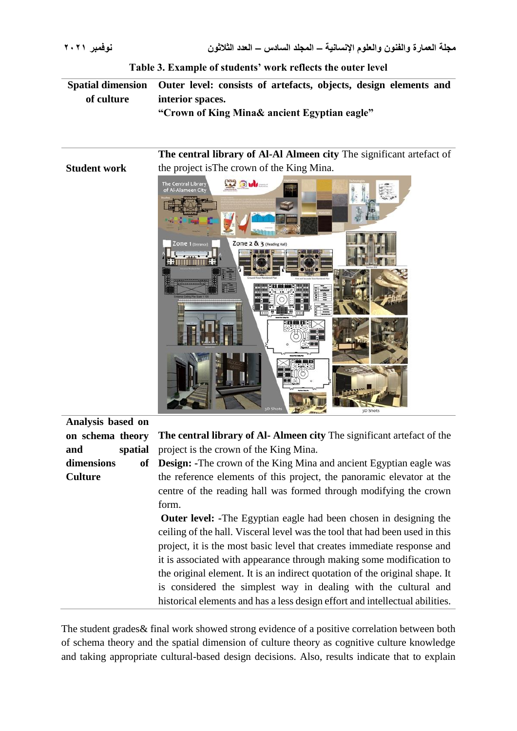Table 3. Example of students' work reflects the outer level

| Spatial dimension of culture | Outer level: consists of artefacts, objects, design elements and interior spaces. "Crown of King Mina& ancient Egyptian eagle" |
| --- | --- |
| Student work | **The central library of Al-Al Almeen city** The significant artefact of the project isThe crown of the King Mina. |
| Analysis based on on schema theory and spatial dimensions of Culture | **The central library of Al- Almeen city** The significant artefact of the project is the crown of the King Mina. **Design: -**The crown of the King Mina and ancient Egyptian eagle was the reference elements of this project, the panoramic elevator at the centre of the reading hall was formed through modifying the crown form. **Outer level: -**The Egyptian eagle had been chosen in designing the ceiling of the hall. Visceral level was the tool that had been used in this project, it is the most basic level that creates immediate response and it is associated with appearance through making some modification to the original element. It is an indirect quotation of the original shape. It is considered the simplest way in dealing with the cultural and historical elements and has a less design effort and intellectual abilities. |

The student grades& final work showed strong evidence of a positive correlation between both of schema theory and the spatial dimension of culture theory as cognitive culture knowledge and taking appropriate cultural-based design decisions. Also, results indicate that to explain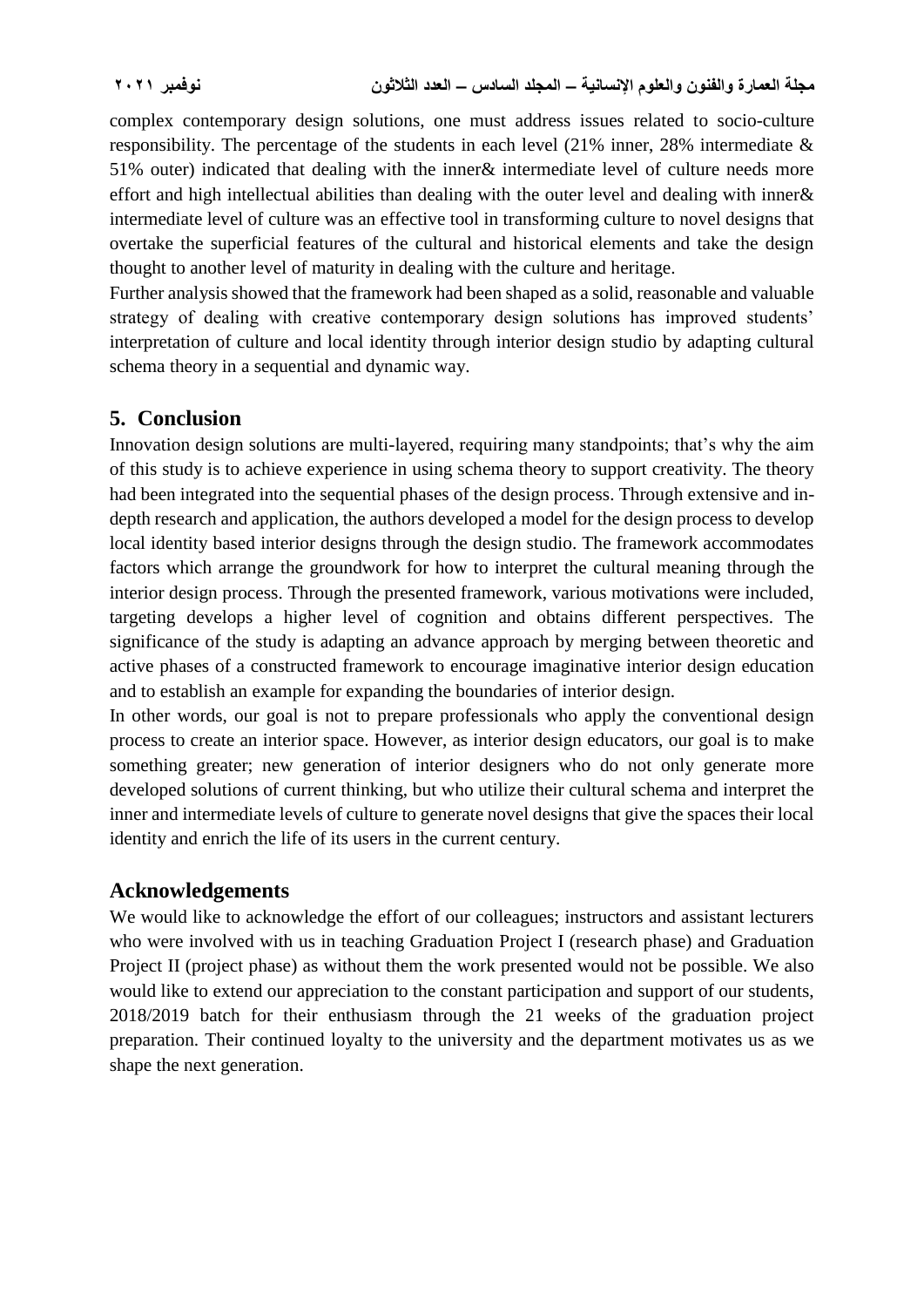complex contemporary design solutions, one must address issues related to socio-culture responsibility. The percentage of the students in each level (21% inner, 28% intermediate & 51% outer) indicated that dealing with the inner& intermediate level of culture needs more effort and high intellectual abilities than dealing with the outer level and dealing with inner& intermediate level of culture was an effective tool in transforming culture to novel designs that overtake the superficial features of the cultural and historical elements and take the design thought to another level of maturity in dealing with the culture and heritage.

Further analysis showed that the framework had been shaped as a solid, reasonable and valuable strategy of dealing with creative contemporary design solutions has improved students' interpretation of culture and local identity through interior design studio by adapting cultural schema theory in a sequential and dynamic way.

## 5. Conclusion

Innovation design solutions are multi-layered, requiring many standpoints; that's why the aim of this study is to achieve experience in using schema theory to support creativity. The theory had been integrated into the sequential phases of the design process. Through extensive and in-depth research and application, the authors developed a model for the design process to develop local identity based interior designs through the design studio. The framework accommodates factors which arrange the groundwork for how to interpret the cultural meaning through the interior design process. Through the presented framework, various motivations were included, targeting develops a higher level of cognition and obtains different perspectives. The significance of the study is adapting an advance approach by merging between theoretic and active phases of a constructed framework to encourage imaginative interior design education and to establish an example for expanding the boundaries of interior design.

In other words, our goal is not to prepare professionals who apply the conventional design process to create an interior space. However, as interior design educators, our goal is to make something greater; new generation of interior designers who do not only generate more developed solutions of current thinking, but who utilize their cultural schema and interpret the inner and intermediate levels of culture to generate novel designs that give the spaces their local identity and enrich the life of its users in the current century.

## Acknowledgements

We would like to acknowledge the effort of our colleagues; instructors and assistant lecturers who were involved with us in teaching Graduation Project I (research phase) and Graduation Project II (project phase) as without them the work presented would not be possible. We also would like to extend our appreciation to the constant participation and support of our students, 2018/2019 batch for their enthusiasm through the 21 weeks of the graduation project preparation. Their continued loyalty to the university and the department motivates us as we shape the next generation.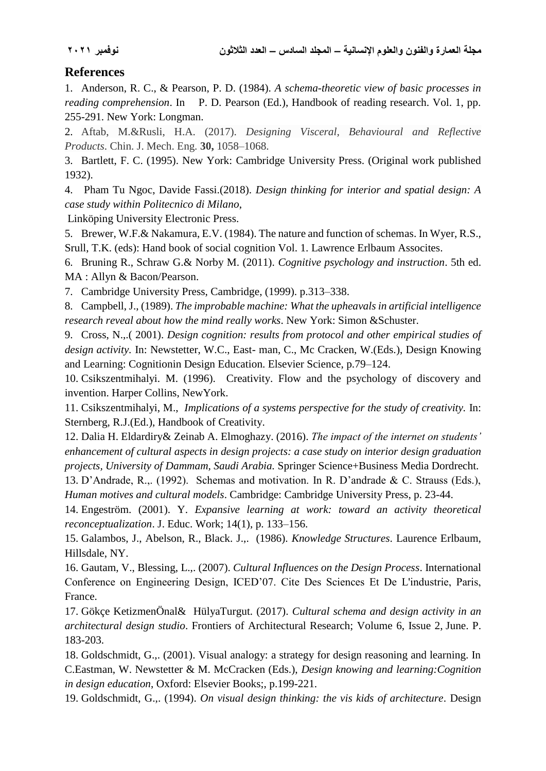## References

1. Anderson, R. C., & Pearson, P. D. (1984). *A schema-theoretic view of basic processes in reading comprehension*. In P. D. Pearson (Ed.), Handbook of reading research. Vol. 1, pp. 255-291. New York: Longman.
2. Aftab, M.&Rusli, H.A. (2017). *Designing Visceral, Behavioural and Reflective Products*. Chin. J. Mech. Eng. **30,** 1058–1068.
3. Bartlett, F. C. (1995). New York: Cambridge University Press. (Original work published 1932).
4. Pham Tu Ngoc, Davide Fassi.(2018). *Design thinking for interior and spatial design: A case study within Politecnico di Milano*,
 Linköping University Electronic Press.
5. Brewer, W.F.& Nakamura, E.V. (1984). The nature and function of schemas. In Wyer, R.S., Srull, T.K. (eds): Hand book of social cognition Vol. 1. Lawrence Erlbaum Assocites.
6. Bruning R., Schraw G.& Norby M. (2011). *Cognitive psychology and instruction*. 5th ed. MA : Allyn & Bacon/Pearson.
7. Cambridge University Press, Cambridge, (1999). p.313–338.
8. Campbell, J., (1989). *The improbable machine: What the upheavals in artificial intelligence research reveal about how the mind really works*. New York: Simon &Schuster.
9. Cross, N.,.( 2001). *Design cognition: results from protocol and other empirical studies of design activity*. In: Newstetter, W.C., East- man, C., Mc Cracken, W.(Eds.), Design Knowing and Learning: Cognitionin Design Education. Elsevier Science, p.79–124.
10. Csikszentmihalyi. M. (1996). Creativity. Flow and the psychology of discovery and invention. Harper Collins, NewYork.
11. Csikszentmihalyi, M., *Implications of a systems perspective for the study of creativity.* In: Sternberg, R.J.(Ed.), Handbook of Creativity.
12. Dalia H. Eldardiry& Zeinab A. Elmoghazy. (2016). *The impact of the internet on students' enhancement of cultural aspects in design projects: a case study on interior design graduation projects, University of Dammam, Saudi Arabia.* Springer Science+Business Media Dordrecht.
13. D'Andrade, R.,. (1992). Schemas and motivation. In R. D'andrade & C. Strauss (Eds.), *Human motives and cultural models*. Cambridge: Cambridge University Press, p. 23-44.
14. Engeström. (2001). Y. *Expansive learning at work: toward an activity theoretical reconceptualization*. J. Educ. Work; 14(1), p. 133–156.
15. Galambos, J., Abelson, R., Black. J.,. (1986). *Knowledge Structures*. Laurence Erlbaum, Hillsdale, NY.
16. Gautam, V., Blessing, L.,. (2007). *Cultural Influences on the Design Process*. International Conference on Engineering Design, ICED'07. Cite Des Sciences Et De L'industrie, Paris, France.
17. Gökçe KetizmenÖnal& HülyaTurgut. (2017). *Cultural schema and design activity in an architectural design studio*. Frontiers of Architectural Research; Volume 6, Issue 2, June. P. 183-203.
18. Goldschmidt, G.,. (2001). Visual analogy: a strategy for design reasoning and learning. In C.Eastman, W. Newstetter & M. McCracken (Eds.), *Design knowing and learning:Cognition in design education*, Oxford: Elsevier Books;, p.199-221.
19. Goldschmidt, G.,. (1994). *On visual design thinking: the vis kids of architecture*. Design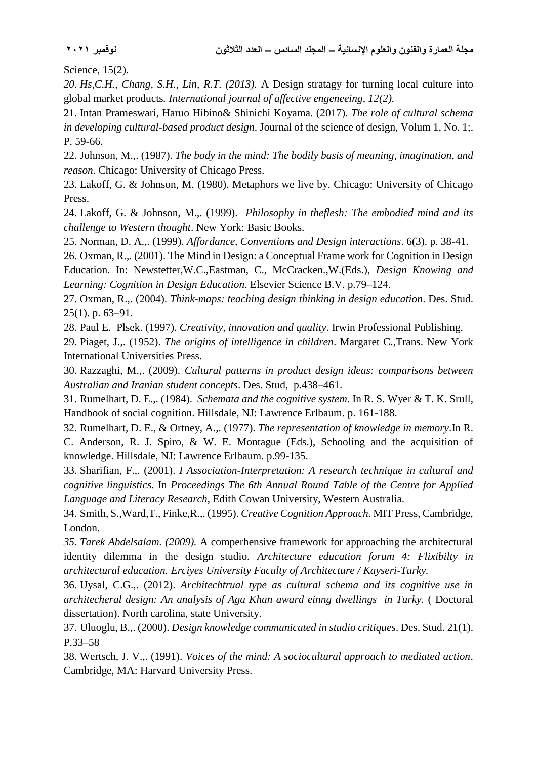Science, 15(2).

*20. Hs,C.H., Chang, S.H., Lin, R.T. (2013).* A Design stratagy for turning local culture into global market products*. International journal of affective engeneeing, 12(2).*

21. Intan Prameswari, Haruo Hibino& Shinichi Koyama. (2017). *The role of cultural schema in developing cultural-based product design*. Journal of the science of design, Volum 1, No. 1;. P. 59-66.

22. Johnson, M.,. (1987). *The body in the mind: The bodily basis of meaning, imagination, and reason*. Chicago: University of Chicago Press.

23. Lakoff, G. & Johnson, M. (1980). Metaphors we live by. Chicago: University of Chicago Press.

24. Lakoff, G. & Johnson, M.,. (1999). *Philosophy in theflesh: The embodied mind and its challenge to Western thought*. New York: Basic Books.

25. Norman, D. A.,. (1999). *Affordance, Conventions and Design interactions*. 6(3). p. 38-41.

26. Oxman, R.,. (2001). The Mind in Design: a Conceptual Frame work for Cognition in Design Education. In: Newstetter,W.C.,Eastman, C., McCracken.,W.(Eds.), *Design Knowing and Learning: Cognition in Design Education*. Elsevier Science B.V. p.79–124.

27. Oxman, R.,. (2004). *Think-maps: teaching design thinking in design education*. Des. Stud. 25(1). p. 63–91.

28. Paul E. Plsek. (1997). *Creativity, innovation and quality*. Irwin Professional Publishing.

29. Piaget, J.,. (1952). *The origins of intelligence in children*. Margaret C.,Trans. New York International Universities Press.

30. Razzaghi, M.,. (2009). *Cultural patterns in product design ideas: comparisons between Australian and Iranian student concepts*. Des. Stud, p.438–461.

31. Rumelhart, D. E.,. (1984). *Schemata and the cognitive system*. In R. S. Wyer & T. K. Srull, Handbook of social cognition. Hillsdale, NJ: Lawrence Erlbaum. p. 161-188.

32. Rumelhart, D. E., & Ortney, A.,. (1977). *The representation of knowledge in memory*.In R. C. Anderson, R. J. Spiro, & W. E. Montague (Eds.), Schooling and the acquisition of knowledge. Hillsdale, NJ: Lawrence Erlbaum. p.99-135.

33. Sharifian, F.,. (2001). *I Association-Interpretation: A research technique in cultural and cognitive linguistics*. In *Proceedings The 6th Annual Round Table of the Centre for Applied Language and Literacy Research*, Edith Cowan University, Western Australia.

34. Smith, S.,Ward,T., Finke,R.,. (1995). *Creative Cognition Approach*. MIT Press, Cambridge, London.

*35. Tarek Abdelsalam. (2009).* A comperhensive framework for approaching the architectural identity dilemma in the design studio. *Architecture education forum 4: Flixibilty in architectural education. Erciyes University Faculty of Architecture / Kayseri-Turky.*

36. Uysal, C.G.,. (2012). *Architechtrual type as cultural schema and its cognitive use in architecheral design: An analysis of Aga Khan award einng dwellings in Turky*. ( Doctoral dissertation). North carolina, state University.

37. Uluoglu, B.,. (2000). *Design knowledge communicated in studio critiques*. Des. Stud. 21(1). P.33–58

38. Wertsch, J. V.,. (1991). *Voices of the mind: A sociocultural approach to mediated action*. Cambridge, MA: Harvard University Press.